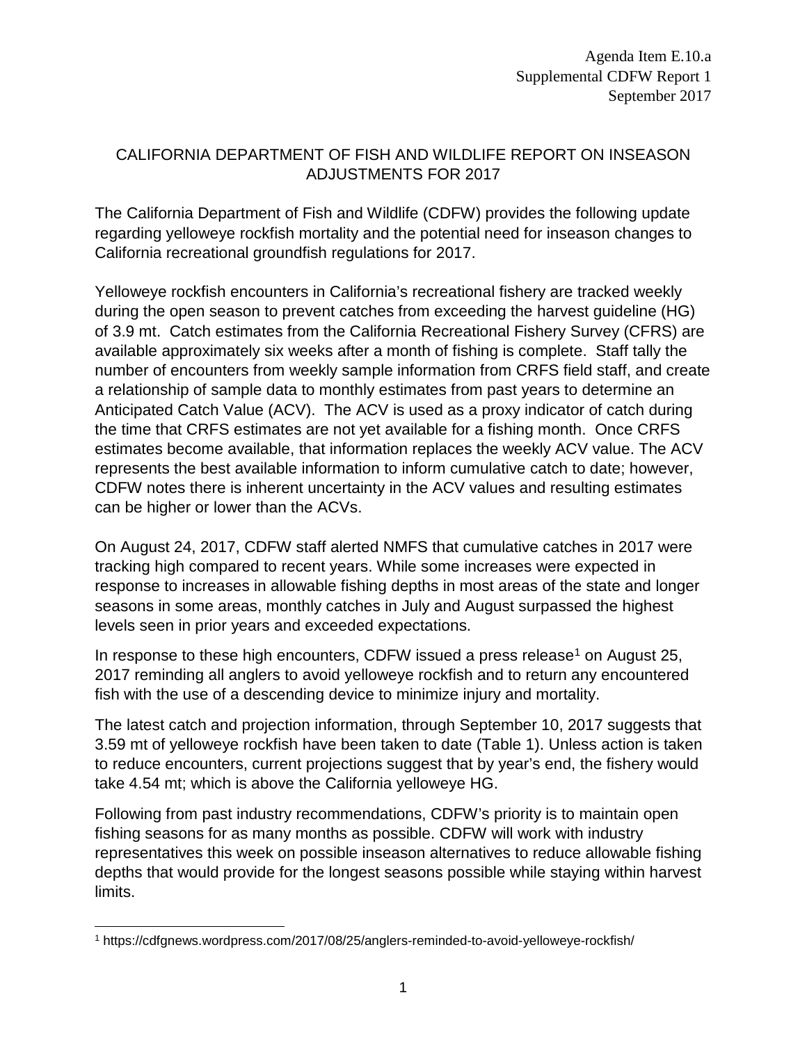Agenda Item E.10.a
Supplemental CDFW Report 1
September 2017

# CALIFORNIA DEPARTMENT OF FISH AND WILDLIFE REPORT ON INSEASON ADJUSTMENTS FOR 2017

The California Department of Fish and Wildlife (CDFW) provides the following update regarding yelloweye rockfish mortality and the potential need for inseason changes to California recreational groundfish regulations for 2017.

Yelloweye rockfish encounters in California's recreational fishery are tracked weekly during the open season to prevent catches from exceeding the harvest guideline (HG) of 3.9 mt. Catch estimates from the California Recreational Fishery Survey (CFRS) are available approximately six weeks after a month of fishing is complete. Staff tally the number of encounters from weekly sample information from CRFS field staff, and create a relationship of sample data to monthly estimates from past years to determine an Anticipated Catch Value (ACV). The ACV is used as a proxy indicator of catch during the time that CRFS estimates are not yet available for a fishing month. Once CRFS estimates become available, that information replaces the weekly ACV value. The ACV represents the best available information to inform cumulative catch to date; however, CDFW notes there is inherent uncertainty in the ACV values and resulting estimates can be higher or lower than the ACVs.

On August 24, 2017, CDFW staff alerted NMFS that cumulative catches in 2017 were tracking high compared to recent years. While some increases were expected in response to increases in allowable fishing depths in most areas of the state and longer seasons in some areas, monthly catches in July and August surpassed the highest levels seen in prior years and exceeded expectations.

In response to these high encounters, CDFW issued a press release[1] on August 25, 2017 reminding all anglers to avoid yelloweye rockfish and to return any encountered fish with the use of a descending device to minimize injury and mortality.

The latest catch and projection information, through September 10, 2017 suggests that 3.59 mt of yelloweye rockfish have been taken to date (Table 1). Unless action is taken to reduce encounters, current projections suggest that by year's end, the fishery would take 4.54 mt; which is above the California yelloweye HG.

Following from past industry recommendations, CDFW's priority is to maintain open fishing seasons for as many months as possible. CDFW will work with industry representatives this week on possible inseason alternatives to reduce allowable fishing depths that would provide for the longest seasons possible while staying within harvest limits.

[1] https://cdfgnews.wordpress.com/2017/08/25/anglers-reminded-to-avoid-yelloweye-rockfish/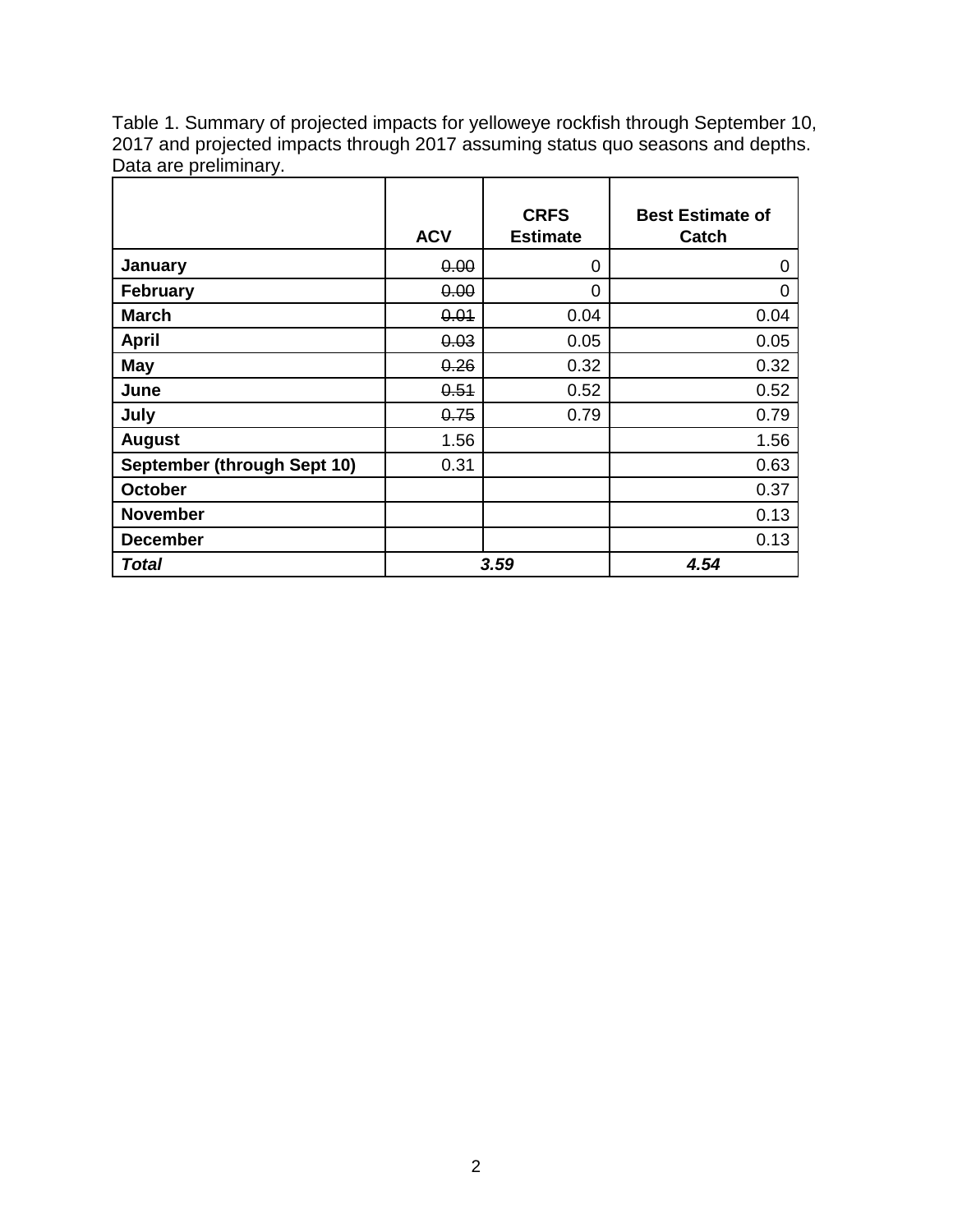Table 1. Summary of projected impacts for yelloweye rockfish through September 10, 2017 and projected impacts through 2017 assuming status quo seasons and depths. Data are preliminary.

| | ACV | CRFS Estimate | Best Estimate of Catch |
|---|---|---|---|
| **January** | ~~0.00~~ | 0 | 0 |
| **February** | ~~0.00~~ | 0 | 0 |
| **March** | ~~0.01~~ | 0.04 | 0.04 |
| **April** | ~~0.03~~ | 0.05 | 0.05 |
| **May** | ~~0.26~~ | 0.32 | 0.32 |
| **June** | ~~0.51~~ | 0.52 | 0.52 |
| **July** | ~~0.75~~ | 0.79 | 0.79 |
| **August** | 1.56 | | 1.56 |
| **September (through Sept 10)** | 0.31 | | 0.63 |
| **October** | | | 0.37 |
| **November** | | | 0.13 |
| **December** | | | 0.13 |
| ***Total*** | ***3.59*** | | ***4.54*** |